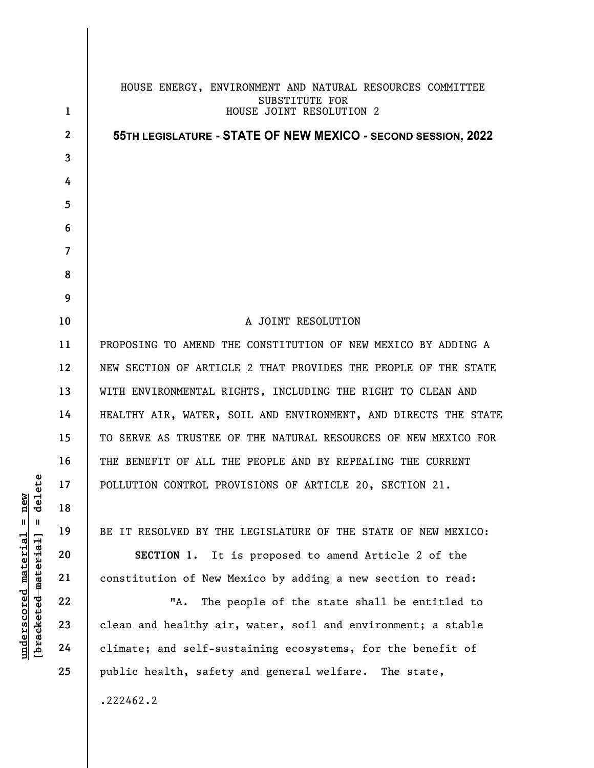HOUSE ENERGY, ENVIRONMENT AND NATURAL RESOURCES COMMITTEE
SUBSTITUTE FOR
HOUSE JOINT RESOLUTION 2

**55TH LEGISLATURE - STATE OF NEW MEXICO - SECOND SESSION, 2022**

A JOINT RESOLUTION

PROPOSING TO AMEND THE CONSTITUTION OF NEW MEXICO BY ADDING A NEW SECTION OF ARTICLE 2 THAT PROVIDES THE PEOPLE OF THE STATE WITH ENVIRONMENTAL RIGHTS, INCLUDING THE RIGHT TO CLEAN AND HEALTHY AIR, WATER, SOIL AND ENVIRONMENT, AND DIRECTS THE STATE TO SERVE AS TRUSTEE OF THE NATURAL RESOURCES OF NEW MEXICO FOR THE BENEFIT OF ALL THE PEOPLE AND BY REPEALING THE CURRENT POLLUTION CONTROL PROVISIONS OF ARTICLE 20, SECTION 21.

BE IT RESOLVED BY THE LEGISLATURE OF THE STATE OF NEW MEXICO:

**SECTION 1.** It is proposed to amend Article 2 of the constitution of New Mexico by adding a new section to read:

"A. The people of the state shall be entitled to clean and healthy air, water, soil and environment; a stable climate; and self-sustaining ecosystems, for the benefit of public health, safety and general welfare. The state,

.222462.2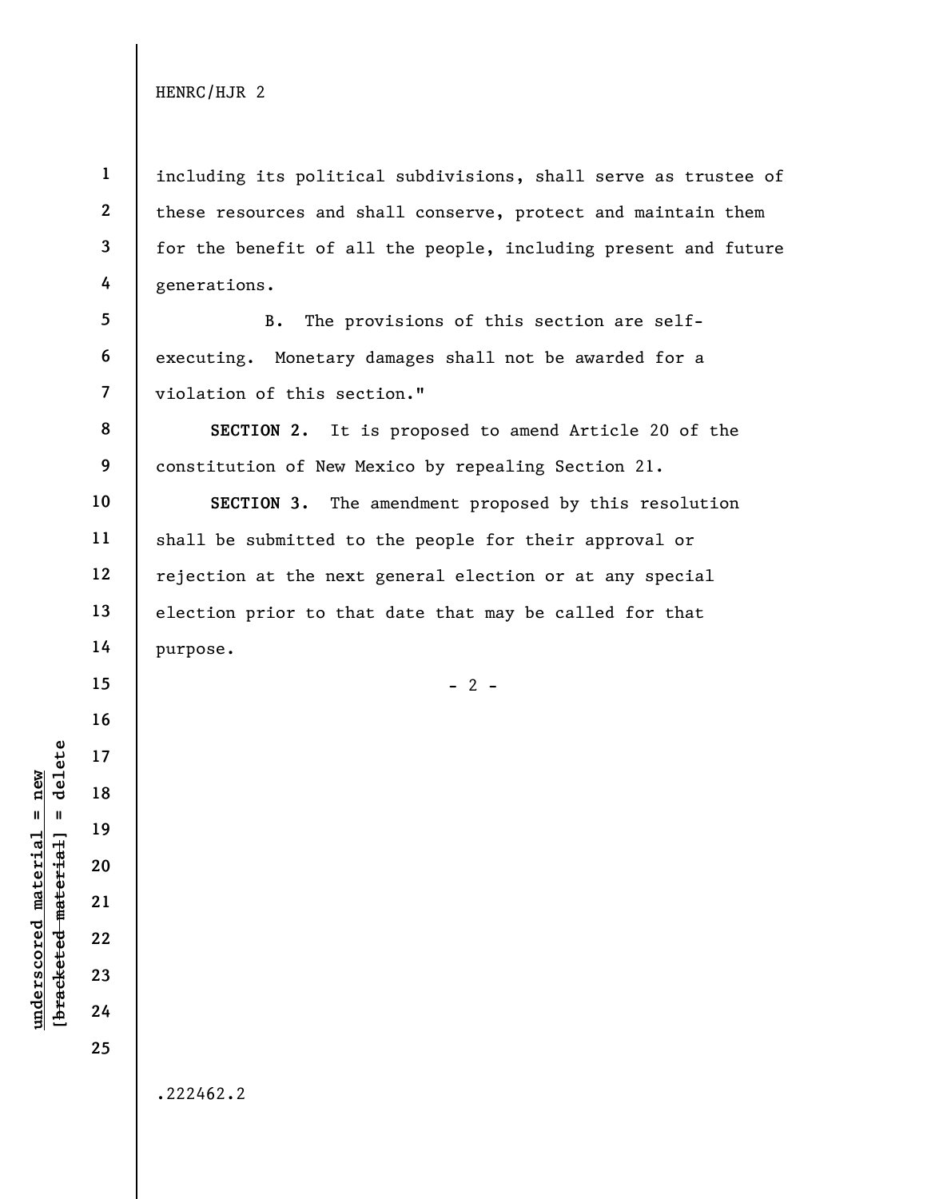including its political subdivisions, shall serve as trustee of these resources and shall conserve, protect and maintain them for the benefit of all the people, including present and future generations.

B. The provisions of this section are self-executing. Monetary damages shall not be awarded for a violation of this section."

**SECTION 2.** It is proposed to amend Article 20 of the constitution of New Mexico by repealing Section 21.

**SECTION 3.** The amendment proposed by this resolution shall be submitted to the people for their approval or rejection at the next general election or at any special election prior to that date that may be called for that purpose.